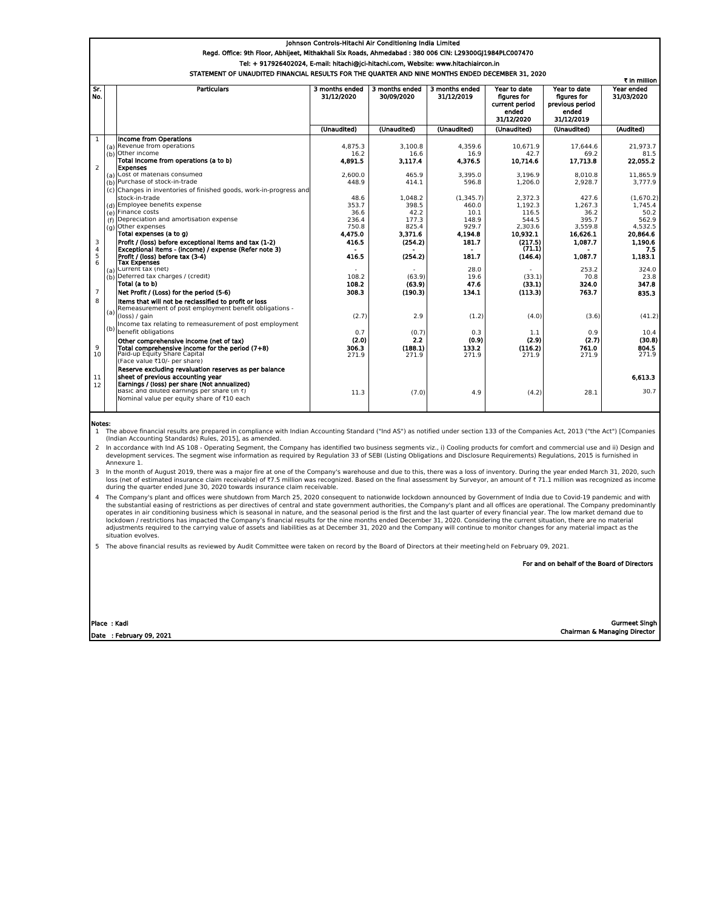# Johnson Controls-Hitachi Air Conditioning India Limited

**Regd. Office: 9th Floor, Abhijeet, Mithakhali Six Roads, Ahmedabad : 380 006 CIN: L29300GJ1984PLC007470**

**Tel: + 917926402024, E-mail: hitachi@jci-hitachi.com, Website: www.hitachiaircon.in**

**STATEMENT OF UNAUDITED FINANCIAL RESULTS FOR THE QUARTER AND NINE MONTHS ENDED DECEMBER 31, 2020**

₹ in million

| Sr. No. | | Particulars | 3 months ended 31/12/2020 | 3 months ended 30/09/2020 | 3 months ended 31/12/2019 | Year to date figures for current period ended 31/12/2020 | Year to date figures for previous period ended 31/12/2019 | Year ended 31/03/2020 |
|---|---|---|---|---|---|---|---|---|
| | | | (Unaudited) | (Unaudited) | (Unaudited) | (Unaudited) | (Unaudited) | (Audited) |
| 1 | | **Income from Operations** | | | | | | |
| | (a) | Revenue from operations | 4,875.3 | 3,100.8 | 4,359.6 | 10,671.9 | 17,644.6 | 21,973.7 |
| | (b) | Other income | 16.2 | 16.6 | 16.9 | 42.7 | 69.2 | 81.5 |
| | | **Total income from operations (a to b)** | **4,891.5** | **3,117.4** | **4,376.5** | **10,714.6** | **17,713.8** | **22,055.2** |
| 2 | | **Expenses** | | | | | | |
| | (a) | Cost of materials consumed | 2,600.0 | 465.9 | 3,395.0 | 3,196.9 | 8,010.8 | 11,865.9 |
| | (b) | Purchase of stock-in-trade | 448.9 | 414.1 | 596.8 | 1,206.0 | 2,928.7 | 3,777.9 |
| | (c) | Changes in inventories of finished goods, work-in-progress and stock-in-trade | 48.6 | 1,048.2 | (1,345.7) | 2,372.3 | 427.6 | (1,670.2) |
| | (d) | Employee benefits expense | 353.7 | 398.5 | 460.0 | 1,192.3 | 1,267.3 | 1,745.4 |
| | (e) | Finance costs | 36.6 | 42.2 | 10.1 | 116.5 | 36.2 | 50.2 |
| | (f) | Depreciation and amortisation expense | 236.4 | 177.3 | 148.9 | 544.5 | 395.7 | 562.9 |
| | (g) | Other expenses | 750.8 | 825.4 | 929.7 | 2,303.6 | 3,559.8 | 4,532.5 |
| | | **Total expenses (a to g)** | **4,475.0** | **3,371.6** | **4,194.8** | **10,932.1** | **16,626.1** | **20,864.6** |
| 3 | | **Profit / (loss) before exceptional items and tax (1-2)** | **416.5** | **(254.2)** | **181.7** | **(217.5)** | **1,087.7** | **1,190.6** |
| 4 | | **Exceptional items - (income) / expense (Refer note 3)** | **-** | **-** | **-** | **(71.1)** | **-** | **7.5** |
| 5 | | **Profit / (loss) before tax (3-4)** | **416.5** | **(254.2)** | **181.7** | **(146.4)** | **1,087.7** | **1,183.1** |
| 6 | | **Tax Expenses** | | | | | | |
| | (a) | Current tax (net) | - | - | 28.0 | - | 253.2 | 324.0 |
| | (b) | Deferred tax charges / (credit) | 108.2 | (63.9) | 19.6 | (33.1) | 70.8 | 23.8 |
| | | **Total (a to b)** | **108.2** | **(63.9)** | **47.6** | **(33.1)** | **324.0** | **347.8** |
| 7 | | **Net Profit / (Loss) for the period (5-6)** | **308.3** | **(190.3)** | **134.1** | **(113.3)** | **763.7** | **835.3** |
| 8 | | **Items that will not be reclassified to profit or loss** | | | | | | |
| | (a) | Remeasurement of post employment benefit obligations - (loss) / gain | (2.7) | 2.9 | (1.2) | (4.0) | (3.6) | (41.2) |
| | (b) | Income tax relating to remeasurement of post employment benefit obligations | 0.7 | (0.7) | 0.3 | 1.1 | 0.9 | 10.4 |
| | | **Other comprehensive income (net of tax)** | **(2.0)** | **2.2** | **(0.9)** | **(2.9)** | **(2.7)** | **(30.8)** |
| 9 | | **Total comprehensive income for the period (7+8)** | **306.3** | **(188.1)** | **133.2** | **(116.2)** | **761.0** | **804.5** |
| 10 | | Paid-up Equity Share Capital (Face value ₹10/- per share) | 271.9 | 271.9 | 271.9 | 271.9 | 271.9 | 271.9 |
| 11 | | **Reserve excluding revaluation reserves as per balance sheet of previous accounting year** | | | | | | **6,613.3** |
| 12 | | **Earnings / (loss) per share (Not annualized)** | | | | | | |
| | | Basic and diluted earnings per share (in ₹) Nominal value per equity share of ₹10 each | 11.3 | (7.0) | 4.9 | (4.2) | 28.1 | 30.7 |

**Notes:**

1. The above financial results are prepared in compliance with Indian Accounting Standard ("Ind AS") as notified under section 133 of the Companies Act, 2013 ("the Act") [Companies (Indian Accounting Standards) Rules, 2015], as amended.
2. In accordance with Ind AS 108 - Operating Segment, the Company has identified two business segments viz., i) Cooling products for comfort and commercial use and ii) Design and development services. The segment wise information as required by Regulation 33 of SEBI (Listing Obligations and Disclosure Requirements) Regulations, 2015 is furnished in Annexure 1.
3. In the month of August 2019, there was a major fire at one of the Company's warehouse and due to this, there was a loss of inventory. During the year ended March 31, 2020, such loss (net of estimated insurance claim receivable) of ₹7.5 million was recognized. Based on the final assessment by Surveyor, an amount of ₹ 71.1 million was recognized as income during the quarter ended June 30, 2020 towards insurance claim receivable.
4. The Company's plant and offices were shutdown from March 25, 2020 consequent to nationwide lockdown announced by Government of India due to Covid-19 pandemic and with the substantial easing of restrictions as per directives of central and state government authorities, the Company's plant and all offices are operational. The Company predominantly operates in air conditioning business which is seasonal in nature, and the seasonal period is the first and the last quarter of every financial year. The low market demand due to lockdown / restrictions has impacted the Company's financial results for the nine months ended December 31, 2020. Considering the current situation, there are no material adjustments required to the carrying value of assets and liabilities as at December 31, 2020 and the Company will continue to monitor changes for any material impact as the situation evolves.
5. The above financial results as reviewed by Audit Committee were taken on record by the Board of Directors at their meeting held on February 09, 2021.

**For and on behalf of the Board of Directors**

**Place : Kadi**

**Date : February 09, 2021**

**Gurmeet Singh**

**Chairman & Managing Director**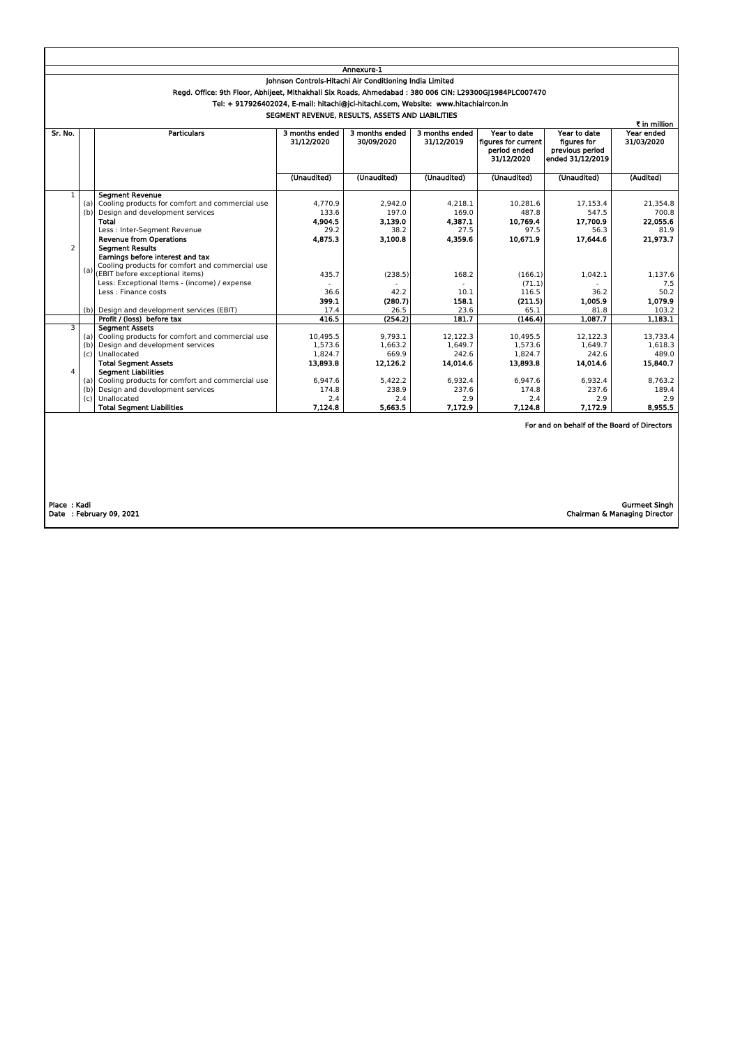Annexure-1

**Johnson Controls-Hitachi Air Conditioning India Limited**

Regd. Office: 9th Floor, Abhijeet, Mithakhali Six Roads, Ahmedabad : 380 006 CIN: L29300GJ1984PLC007470

Tel: + 917926402024, E-mail: hitachi@jci-hitachi.com, Website: www.hitachiaircon.in

**SEGMENT REVENUE, RESULTS, ASSETS AND LIABILITIES**

₹ in million

| Sr. No. | | Particulars | 3 months ended 31/12/2020 | 3 months ended 30/09/2020 | 3 months ended 31/12/2019 | Year to date figures for current period ended 31/12/2020 | Year to date figures for previous period ended 31/12/2019 | Year ended 31/03/2020 |
|---|---|---|---|---|---|---|---|---|
| | | | (Unaudited) | (Unaudited) | (Unaudited) | (Unaudited) | (Unaudited) | (Audited) |
| 1 | | **Segment Revenue** | | | | | | |
| | (a) | Cooling products for comfort and commercial use | 4,770.9 | 2,942.0 | 4,218.1 | 10,281.6 | 17,153.4 | 21,354.8 |
| | (b) | Design and development services | 133.6 | 197.0 | 169.0 | 487.8 | 547.5 | 700.8 |
| | | **Total** | **4,904.5** | **3,139.0** | **4,387.1** | **10,769.4** | **17,700.9** | **22,055.6** |
| | | Less : Inter-Segment Revenue | 29.2 | 38.2 | 27.5 | 97.5 | 56.3 | 81.9 |
| | | **Revenue from Operations** | **4,875.3** | **3,100.8** | **4,359.6** | **10,671.9** | **17,644.6** | **21,973.7** |
| 2 | | **Segment Results** | | | | | | |
| | | **Earnings before interest and tax** | | | | | | |
| | (a) | Cooling products for comfort and commercial use (EBIT before exceptional items) | 435.7 | (238.5) | 168.2 | (166.1) | 1,042.1 | 1,137.6 |
| | | Less: Exceptional Items - (income) / expense | - | - | - | (71.1) | - | 7.5 |
| | | Less : Finance costs | 36.6 | 42.2 | 10.1 | 116.5 | 36.2 | 50.2 |
| | | | **399.1** | **(280.7)** | **158.1** | **(211.5)** | **1,005.9** | **1,079.9** |
| | (b) | Design and development services (EBIT) | 17.4 | 26.5 | 23.6 | 65.1 | 81.8 | 103.2 |
| | | **Profit / (loss) before tax** | **416.5** | **(254.2)** | **181.7** | **(146.4)** | **1,087.7** | **1,183.1** |
| 3 | | **Segment Assets** | | | | | | |
| | (a) | Cooling products for comfort and commercial use | 10,495.5 | 9,793.1 | 12,122.3 | 10,495.5 | 12,122.3 | 13,733.4 |
| | (b) | Design and development services | 1,573.6 | 1,663.2 | 1,649.7 | 1,573.6 | 1,649.7 | 1,618.3 |
| | (c) | Unallocated | 1,824.7 | 669.9 | 242.6 | 1,824.7 | 242.6 | 489.0 |
| | | **Total Segment Assets** | **13,893.8** | **12,126.2** | **14,014.6** | **13,893.8** | **14,014.6** | **15,840.7** |
| 4 | | **Segment Liabilities** | | | | | | |
| | (a) | Cooling products for comfort and commercial use | 6,947.6 | 5,422.2 | 6,932.4 | 6,947.6 | 6,932.4 | 8,763.2 |
| | (b) | Design and development services | 174.8 | 238.9 | 237.6 | 174.8 | 237.6 | 189.4 |
| | (c) | Unallocated | 2.4 | 2.4 | 2.9 | 2.4 | 2.9 | 2.9 |
| | | **Total Segment Liabilities** | **7,124.8** | **5,663.5** | **7,172.9** | **7,124.8** | **7,172.9** | **8,955.5** |

For and on behalf of the Board of Directors

Place : Kadi
Date : February 09, 2021

Gurmeet Singh
Chairman & Managing Director